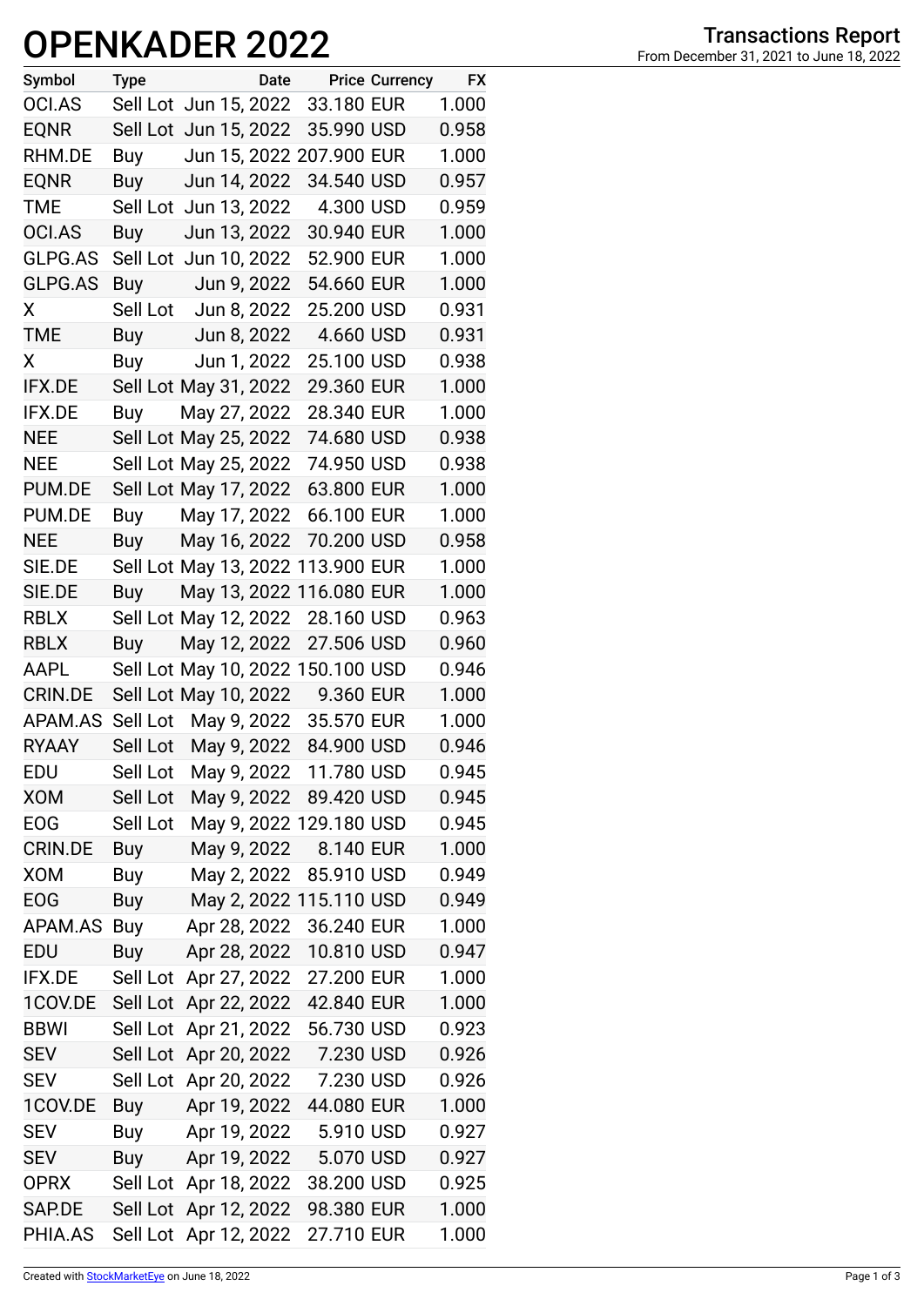# OPENKADER 2022

## Transactions Report

From December 31, 2021 to June 18, 2022

| Symbol | Type | Date | Price | Currency | FX |
|---|---|---|---|---|---|
| OCI.AS | Sell Lot | Jun 15, 2022 | 33.180 | EUR | 1.000 |
| EQNR | Sell Lot | Jun 15, 2022 | 35.990 | USD | 0.958 |
| RHM.DE | Buy | Jun 15, 2022 | 207.900 | EUR | 1.000 |
| EQNR | Buy | Jun 14, 2022 | 34.540 | USD | 0.957 |
| TME | Sell Lot | Jun 13, 2022 | 4.300 | USD | 0.959 |
| OCI.AS | Buy | Jun 13, 2022 | 30.940 | EUR | 1.000 |
| GLPG.AS | Sell Lot | Jun 10, 2022 | 52.900 | EUR | 1.000 |
| GLPG.AS | Buy | Jun 9, 2022 | 54.660 | EUR | 1.000 |
| X | Sell Lot | Jun 8, 2022 | 25.200 | USD | 0.931 |
| TME | Buy | Jun 8, 2022 | 4.660 | USD | 0.931 |
| X | Buy | Jun 1, 2022 | 25.100 | USD | 0.938 |
| IFX.DE | Sell Lot | May 31, 2022 | 29.360 | EUR | 1.000 |
| IFX.DE | Buy | May 27, 2022 | 28.340 | EUR | 1.000 |
| NEE | Sell Lot | May 25, 2022 | 74.680 | USD | 0.938 |
| NEE | Sell Lot | May 25, 2022 | 74.950 | USD | 0.938 |
| PUM.DE | Sell Lot | May 17, 2022 | 63.800 | EUR | 1.000 |
| PUM.DE | Buy | May 17, 2022 | 66.100 | EUR | 1.000 |
| NEE | Buy | May 16, 2022 | 70.200 | USD | 0.958 |
| SIE.DE | Sell Lot | May 13, 2022 | 113.900 | EUR | 1.000 |
| SIE.DE | Buy | May 13, 2022 | 116.080 | EUR | 1.000 |
| RBLX | Sell Lot | May 12, 2022 | 28.160 | USD | 0.963 |
| RBLX | Buy | May 12, 2022 | 27.506 | USD | 0.960 |
| AAPL | Sell Lot | May 10, 2022 | 150.100 | USD | 0.946 |
| CRIN.DE | Sell Lot | May 10, 2022 | 9.360 | EUR | 1.000 |
| APAM.AS | Sell Lot | May 9, 2022 | 35.570 | EUR | 1.000 |
| RYAAY | Sell Lot | May 9, 2022 | 84.900 | USD | 0.946 |
| EDU | Sell Lot | May 9, 2022 | 11.780 | USD | 0.945 |
| XOM | Sell Lot | May 9, 2022 | 89.420 | USD | 0.945 |
| EOG | Sell Lot | May 9, 2022 | 129.180 | USD | 0.945 |
| CRIN.DE | Buy | May 9, 2022 | 8.140 | EUR | 1.000 |
| XOM | Buy | May 2, 2022 | 85.910 | USD | 0.949 |
| EOG | Buy | May 2, 2022 | 115.110 | USD | 0.949 |
| APAM.AS | Buy | Apr 28, 2022 | 36.240 | EUR | 1.000 |
| EDU | Buy | Apr 28, 2022 | 10.810 | USD | 0.947 |
| IFX.DE | Sell Lot | Apr 27, 2022 | 27.200 | EUR | 1.000 |
| 1COV.DE | Sell Lot | Apr 22, 2022 | 42.840 | EUR | 1.000 |
| BBWI | Sell Lot | Apr 21, 2022 | 56.730 | USD | 0.923 |
| SEV | Sell Lot | Apr 20, 2022 | 7.230 | USD | 0.926 |
| SEV | Sell Lot | Apr 20, 2022 | 7.230 | USD | 0.926 |
| 1COV.DE | Buy | Apr 19, 2022 | 44.080 | EUR | 1.000 |
| SEV | Buy | Apr 19, 2022 | 5.910 | USD | 0.927 |
| SEV | Buy | Apr 19, 2022 | 5.070 | USD | 0.927 |
| OPRX | Sell Lot | Apr 18, 2022 | 38.200 | USD | 0.925 |
| SAP.DE | Sell Lot | Apr 12, 2022 | 98.380 | EUR | 1.000 |
| PHIA.AS | Sell Lot | Apr 12, 2022 | 27.710 | EUR | 1.000 |

Created with StockMarketEye on June 18, 2022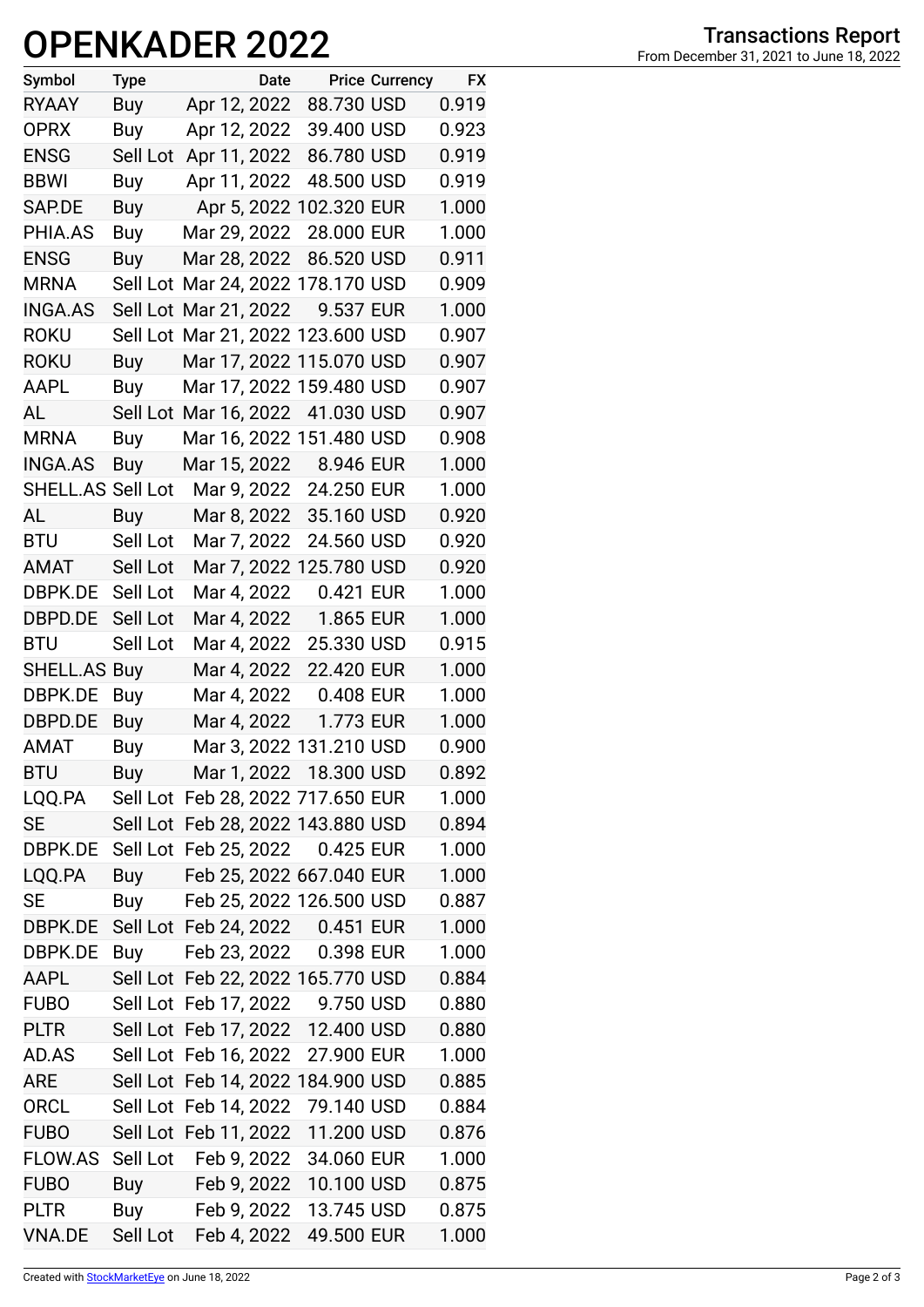# OPENKADER 2022

## Transactions Report

From December 31, 2021 to June 18, 2022

| Symbol | Type | Date | Price | Currency | FX |
|---|---|---|---|---|---|
| RYAAY | Buy | Apr 12, 2022 | 88.730 | USD | 0.919 |
| OPRX | Buy | Apr 12, 2022 | 39.400 | USD | 0.923 |
| ENSG | Sell Lot | Apr 11, 2022 | 86.780 | USD | 0.919 |
| BBWI | Buy | Apr 11, 2022 | 48.500 | USD | 0.919 |
| SAP.DE | Buy | Apr 5, 2022 | 102.320 | EUR | 1.000 |
| PHIA.AS | Buy | Mar 29, 2022 | 28.000 | EUR | 1.000 |
| ENSG | Buy | Mar 28, 2022 | 86.520 | USD | 0.911 |
| MRNA | Sell Lot | Mar 24, 2022 | 178.170 | USD | 0.909 |
| INGA.AS | Sell Lot | Mar 21, 2022 | 9.537 | EUR | 1.000 |
| ROKU | Sell Lot | Mar 21, 2022 | 123.600 | USD | 0.907 |
| ROKU | Buy | Mar 17, 2022 | 115.070 | USD | 0.907 |
| AAPL | Buy | Mar 17, 2022 | 159.480 | USD | 0.907 |
| AL | Sell Lot | Mar 16, 2022 | 41.030 | USD | 0.907 |
| MRNA | Buy | Mar 16, 2022 | 151.480 | USD | 0.908 |
| INGA.AS | Buy | Mar 15, 2022 | 8.946 | EUR | 1.000 |
| SHELL.AS | Sell Lot | Mar 9, 2022 | 24.250 | EUR | 1.000 |
| AL | Buy | Mar 8, 2022 | 35.160 | USD | 0.920 |
| BTU | Sell Lot | Mar 7, 2022 | 24.560 | USD | 0.920 |
| AMAT | Sell Lot | Mar 7, 2022 | 125.780 | USD | 0.920 |
| DBPK.DE | Sell Lot | Mar 4, 2022 | 0.421 | EUR | 1.000 |
| DBPD.DE | Sell Lot | Mar 4, 2022 | 1.865 | EUR | 1.000 |
| BTU | Sell Lot | Mar 4, 2022 | 25.330 | USD | 0.915 |
| SHELL.AS | Buy | Mar 4, 2022 | 22.420 | EUR | 1.000 |
| DBPK.DE | Buy | Mar 4, 2022 | 0.408 | EUR | 1.000 |
| DBPD.DE | Buy | Mar 4, 2022 | 1.773 | EUR | 1.000 |
| AMAT | Buy | Mar 3, 2022 | 131.210 | USD | 0.900 |
| BTU | Buy | Mar 1, 2022 | 18.300 | USD | 0.892 |
| LQQ.PA | Sell Lot | Feb 28, 2022 | 717.650 | EUR | 1.000 |
| SE | Sell Lot | Feb 28, 2022 | 143.880 | USD | 0.894 |
| DBPK.DE | Sell Lot | Feb 25, 2022 | 0.425 | EUR | 1.000 |
| LQQ.PA | Buy | Feb 25, 2022 | 667.040 | EUR | 1.000 |
| SE | Buy | Feb 25, 2022 | 126.500 | USD | 0.887 |
| DBPK.DE | Sell Lot | Feb 24, 2022 | 0.451 | EUR | 1.000 |
| DBPK.DE | Buy | Feb 23, 2022 | 0.398 | EUR | 1.000 |
| AAPL | Sell Lot | Feb 22, 2022 | 165.770 | USD | 0.884 |
| FUBO | Sell Lot | Feb 17, 2022 | 9.750 | USD | 0.880 |
| PLTR | Sell Lot | Feb 17, 2022 | 12.400 | USD | 0.880 |
| AD.AS | Sell Lot | Feb 16, 2022 | 27.900 | EUR | 1.000 |
| ARE | Sell Lot | Feb 14, 2022 | 184.900 | USD | 0.885 |
| ORCL | Sell Lot | Feb 14, 2022 | 79.140 | USD | 0.884 |
| FUBO | Sell Lot | Feb 11, 2022 | 11.200 | USD | 0.876 |
| FLOW.AS | Sell Lot | Feb 9, 2022 | 34.060 | EUR | 1.000 |
| FUBO | Buy | Feb 9, 2022 | 10.100 | USD | 0.875 |
| PLTR | Buy | Feb 9, 2022 | 13.745 | USD | 0.875 |
| VNA.DE | Sell Lot | Feb 4, 2022 | 49.500 | EUR | 1.000 |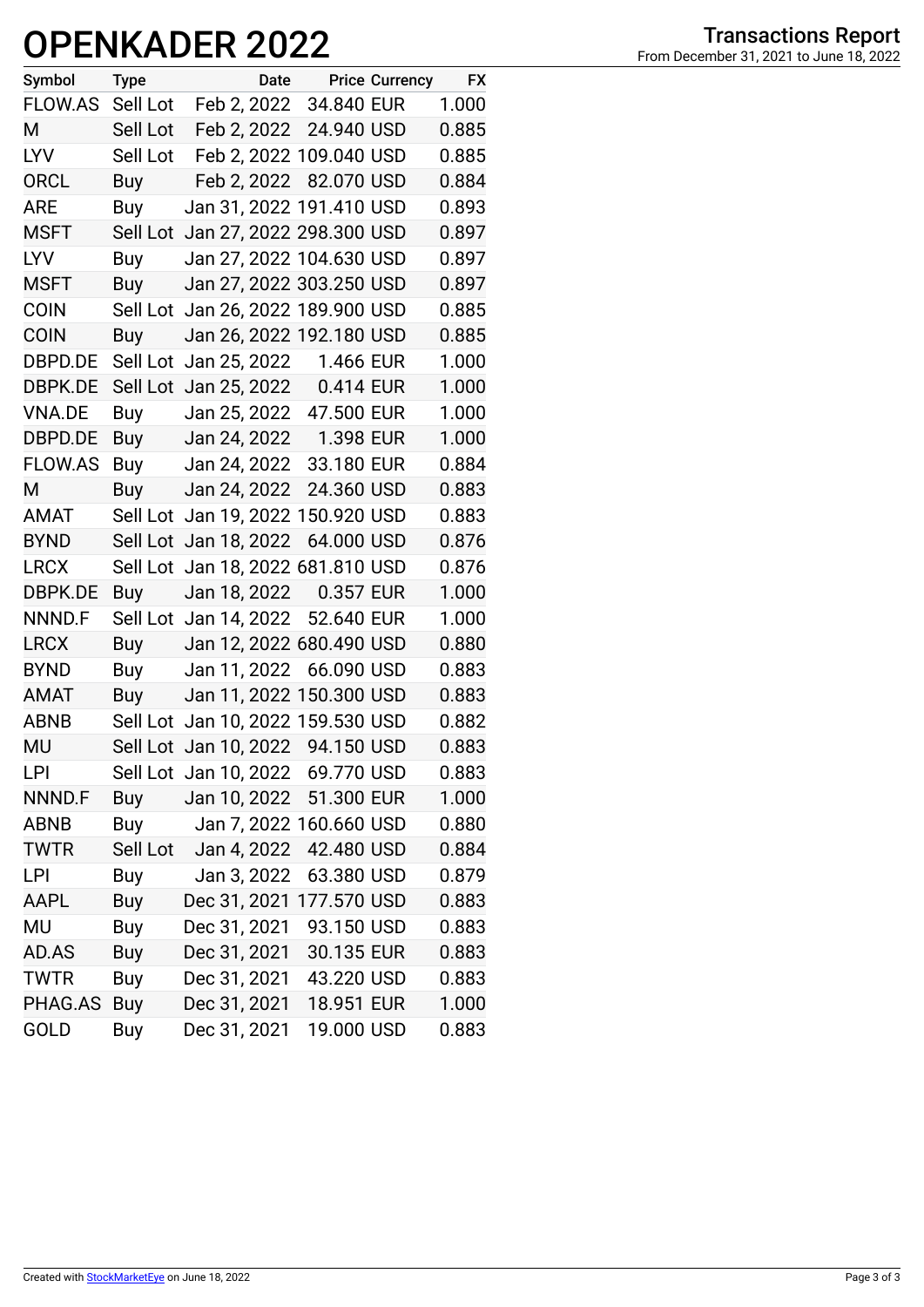# OPENKADER 2022

## Transactions Report

From December 31, 2021 to June 18, 2022

| Symbol | Type | Date | Price | Currency | FX |
|---|---|---|---|---|---|
| FLOW.AS | Sell Lot | Feb 2, 2022 | 34.840 | EUR | 1.000 |
| M | Sell Lot | Feb 2, 2022 | 24.940 | USD | 0.885 |
| LYV | Sell Lot | Feb 2, 2022 | 109.040 | USD | 0.885 |
| ORCL | Buy | Feb 2, 2022 | 82.070 | USD | 0.884 |
| ARE | Buy | Jan 31, 2022 | 191.410 | USD | 0.893 |
| MSFT | Sell Lot | Jan 27, 2022 | 298.300 | USD | 0.897 |
| LYV | Buy | Jan 27, 2022 | 104.630 | USD | 0.897 |
| MSFT | Buy | Jan 27, 2022 | 303.250 | USD | 0.897 |
| COIN | Sell Lot | Jan 26, 2022 | 189.900 | USD | 0.885 |
| COIN | Buy | Jan 26, 2022 | 192.180 | USD | 0.885 |
| DBPD.DE | Sell Lot | Jan 25, 2022 | 1.466 | EUR | 1.000 |
| DBPK.DE | Sell Lot | Jan 25, 2022 | 0.414 | EUR | 1.000 |
| VNA.DE | Buy | Jan 25, 2022 | 47.500 | EUR | 1.000 |
| DBPD.DE | Buy | Jan 24, 2022 | 1.398 | EUR | 1.000 |
| FLOW.AS | Buy | Jan 24, 2022 | 33.180 | EUR | 0.884 |
| M | Buy | Jan 24, 2022 | 24.360 | USD | 0.883 |
| AMAT | Sell Lot | Jan 19, 2022 | 150.920 | USD | 0.883 |
| BYND | Sell Lot | Jan 18, 2022 | 64.000 | USD | 0.876 |
| LRCX | Sell Lot | Jan 18, 2022 | 681.810 | USD | 0.876 |
| DBPK.DE | Buy | Jan 18, 2022 | 0.357 | EUR | 1.000 |
| NNND.F | Sell Lot | Jan 14, 2022 | 52.640 | EUR | 1.000 |
| LRCX | Buy | Jan 12, 2022 | 680.490 | USD | 0.880 |
| BYND | Buy | Jan 11, 2022 | 66.090 | USD | 0.883 |
| AMAT | Buy | Jan 11, 2022 | 150.300 | USD | 0.883 |
| ABNB | Sell Lot | Jan 10, 2022 | 159.530 | USD | 0.882 |
| MU | Sell Lot | Jan 10, 2022 | 94.150 | USD | 0.883 |
| LPI | Sell Lot | Jan 10, 2022 | 69.770 | USD | 0.883 |
| NNND.F | Buy | Jan 10, 2022 | 51.300 | EUR | 1.000 |
| ABNB | Buy | Jan 7, 2022 | 160.660 | USD | 0.880 |
| TWTR | Sell Lot | Jan 4, 2022 | 42.480 | USD | 0.884 |
| LPI | Buy | Jan 3, 2022 | 63.380 | USD | 0.879 |
| AAPL | Buy | Dec 31, 2021 | 177.570 | USD | 0.883 |
| MU | Buy | Dec 31, 2021 | 93.150 | USD | 0.883 |
| AD.AS | Buy | Dec 31, 2021 | 30.135 | EUR | 0.883 |
| TWTR | Buy | Dec 31, 2021 | 43.220 | USD | 0.883 |
| PHAG.AS | Buy | Dec 31, 2021 | 18.951 | EUR | 1.000 |
| GOLD | Buy | Dec 31, 2021 | 19.000 | USD | 0.883 |

Created with StockMarketEye on June 18, 2022